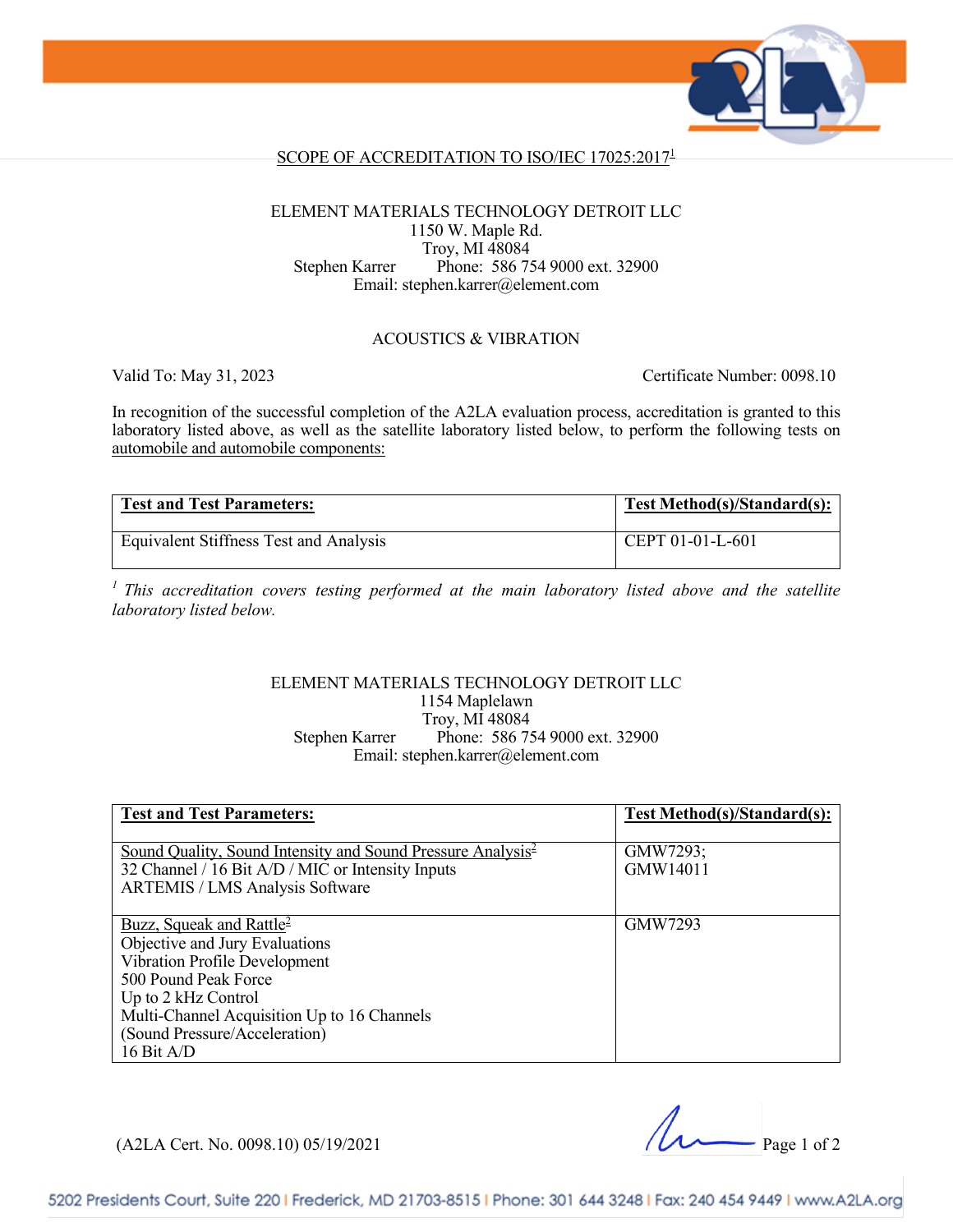## SCOPE OF ACCREDITATION TO ISO/IEC 17025:2017[1]

ELEMENT MATERIALS TECHNOLOGY DETROIT LLC
1150 W. Maple Rd.
Troy, MI 48084
Stephen Karrer Phone: 586 754 9000 ext. 32900
Email: stephen.karrer@element.com

### ACOUSTICS & VIBRATION

Valid To: May 31, 2023 Certificate Number: 0098.10

In recognition of the successful completion of the A2LA evaluation process, accreditation is granted to this laboratory listed above, as well as the satellite laboratory listed below, to perform the following tests on automobile and automobile components:

| Test and Test Parameters: | Test Method(s)/Standard(s): |
|---|---|
| Equivalent Stiffness Test and Analysis | CEPT 01-01-L-601 |

[1] *This accreditation covers testing performed at the main laboratory listed above and the satellite laboratory listed below.*

ELEMENT MATERIALS TECHNOLOGY DETROIT LLC
1154 Maplelawn
Troy, MI 48084
Stephen Karrer Phone: 586 754 9000 ext. 32900
Email: stephen.karrer@element.com

| Test and Test Parameters: | Test Method(s)/Standard(s): |
|---|---|
| Sound Quality, Sound Intensity and Sound Pressure Analysis[2]<br>32 Channel / 16 Bit A/D / MIC or Intensity Inputs<br>ARTEMIS / LMS Analysis Software | GMW7293;<br>GMW14011 |
| Buzz, Squeak and Rattle[2]<br>Objective and Jury Evaluations<br>Vibration Profile Development<br>500 Pound Peak Force<br>Up to 2 kHz Control<br>Multi-Channel Acquisition Up to 16 Channels<br>(Sound Pressure/Acceleration)<br>16 Bit A/D | GMW7293 |

(A2LA Cert. No. 0098.10) 05/19/2021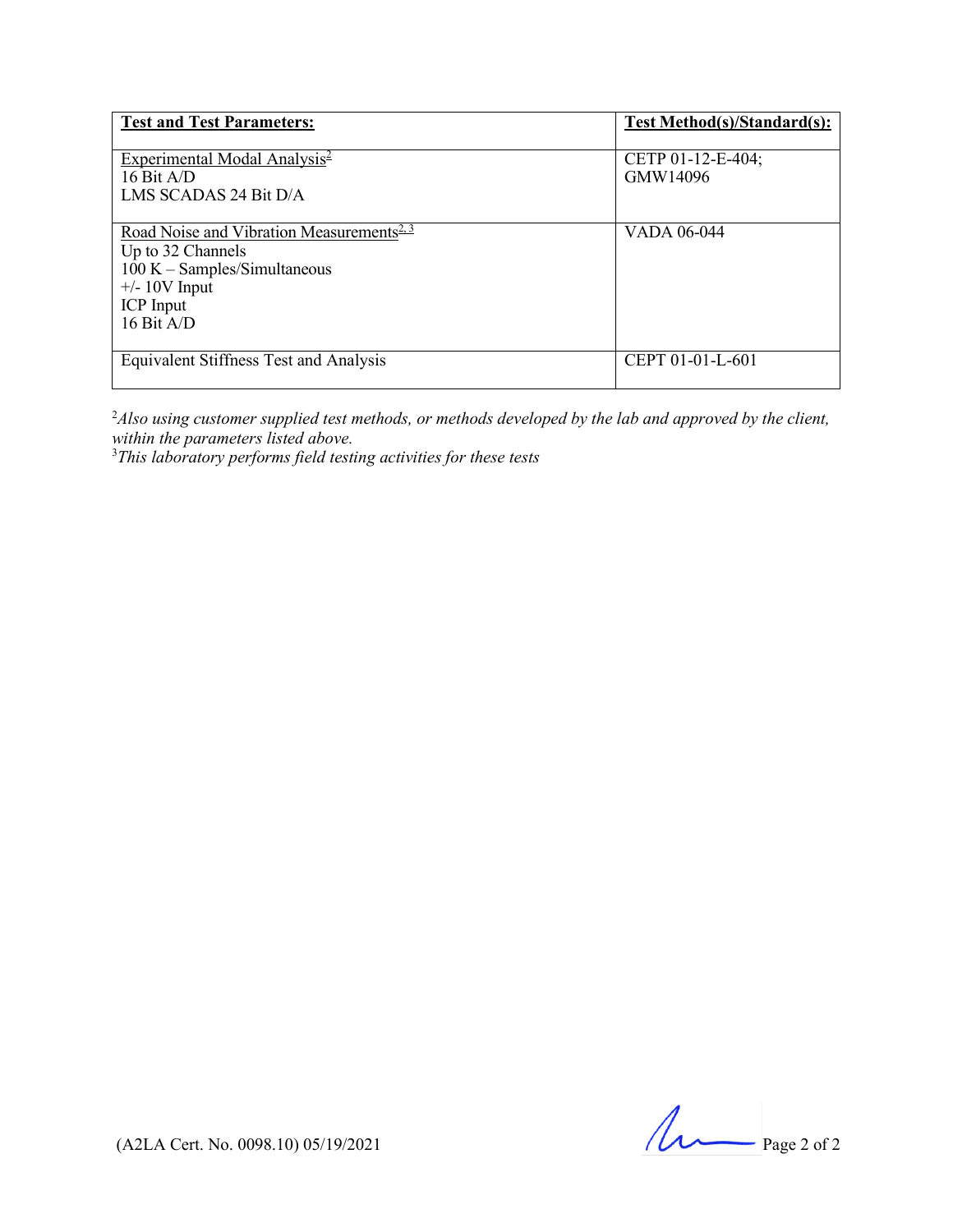| **Test and Test Parameters:** | **Test Method(s)/Standard(s):** |
|---|---|
| Experimental Modal Analysis[2]<br>16 Bit A/D<br>LMS SCADAS 24 Bit D/A | CETP 01-12-E-404;<br>GMW14096 |
| Road Noise and Vibration Measurements[2, 3]<br>Up to 32 Channels<br>100 K – Samples/Simultaneous<br>+/- 10V Input<br>ICP Input<br>16 Bit A/D | VADA 06-044 |
| Equivalent Stiffness Test and Analysis | CEPT 01-01-L-601 |

[2]*Also using customer supplied test methods, or methods developed by the lab and approved by the client, within the parameters listed above.*

[3]*This laboratory performs field testing activities for these tests*

(A2LA Cert. No. 0098.10) 05/19/2021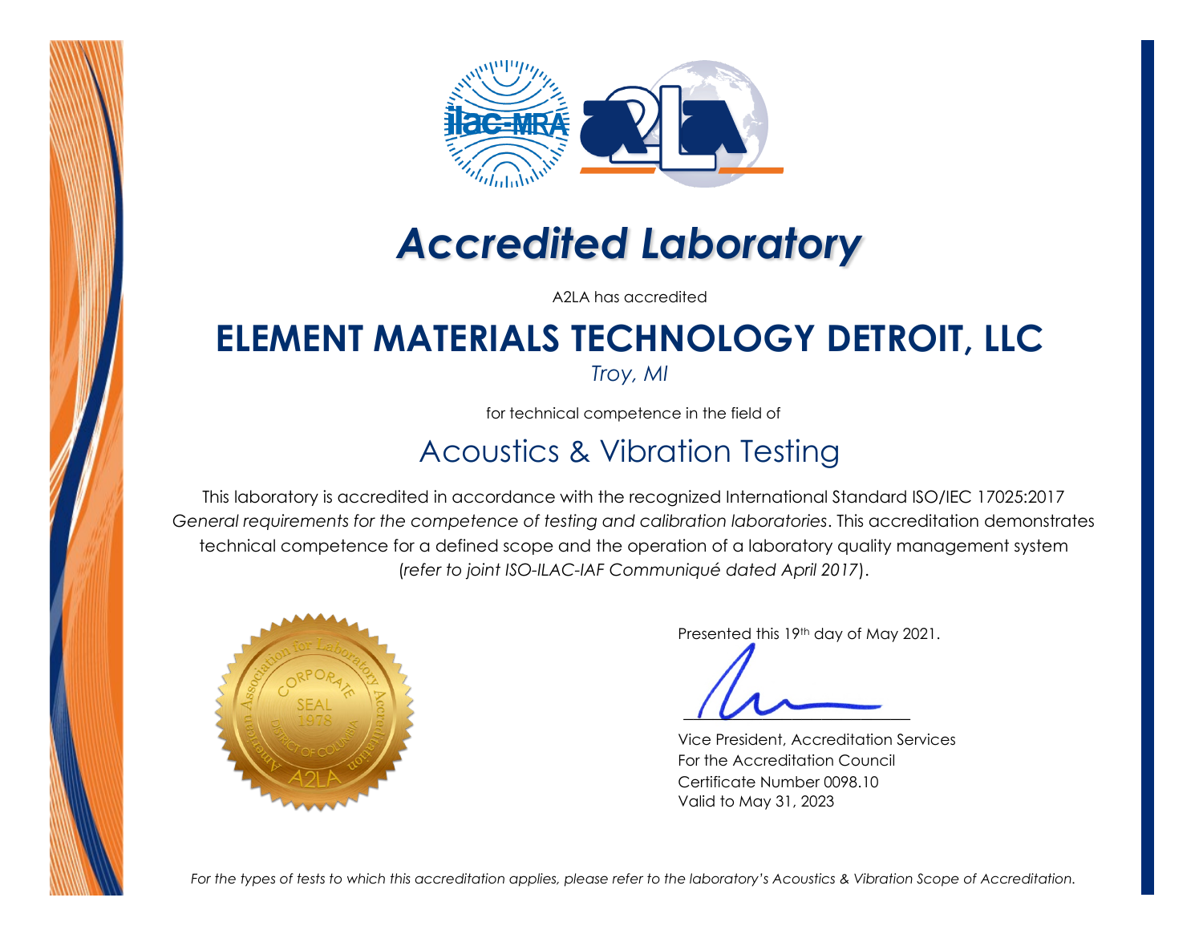# Accredited Laboratory

A2LA has accredited

## ELEMENT MATERIALS TECHNOLOGY DETROIT, LLC

*Troy, MI*

for technical competence in the field of

## Acoustics & Vibration Testing

This laboratory is accredited in accordance with the recognized International Standard ISO/IEC 17025:2017 *General requirements for the competence of testing and calibration laboratories*. This accreditation demonstrates technical competence for a defined scope and the operation of a laboratory quality management system (*refer to joint ISO-ILAC-IAF Communiqué dated April 2017*).

Presented this 19th day of May 2021.

Vice President, Accreditation Services
For the Accreditation Council
Certificate Number 0098.10
Valid to May 31, 2023

*For the types of tests to which this accreditation applies, please refer to the laboratory's Acoustics & Vibration Scope of Accreditation.*